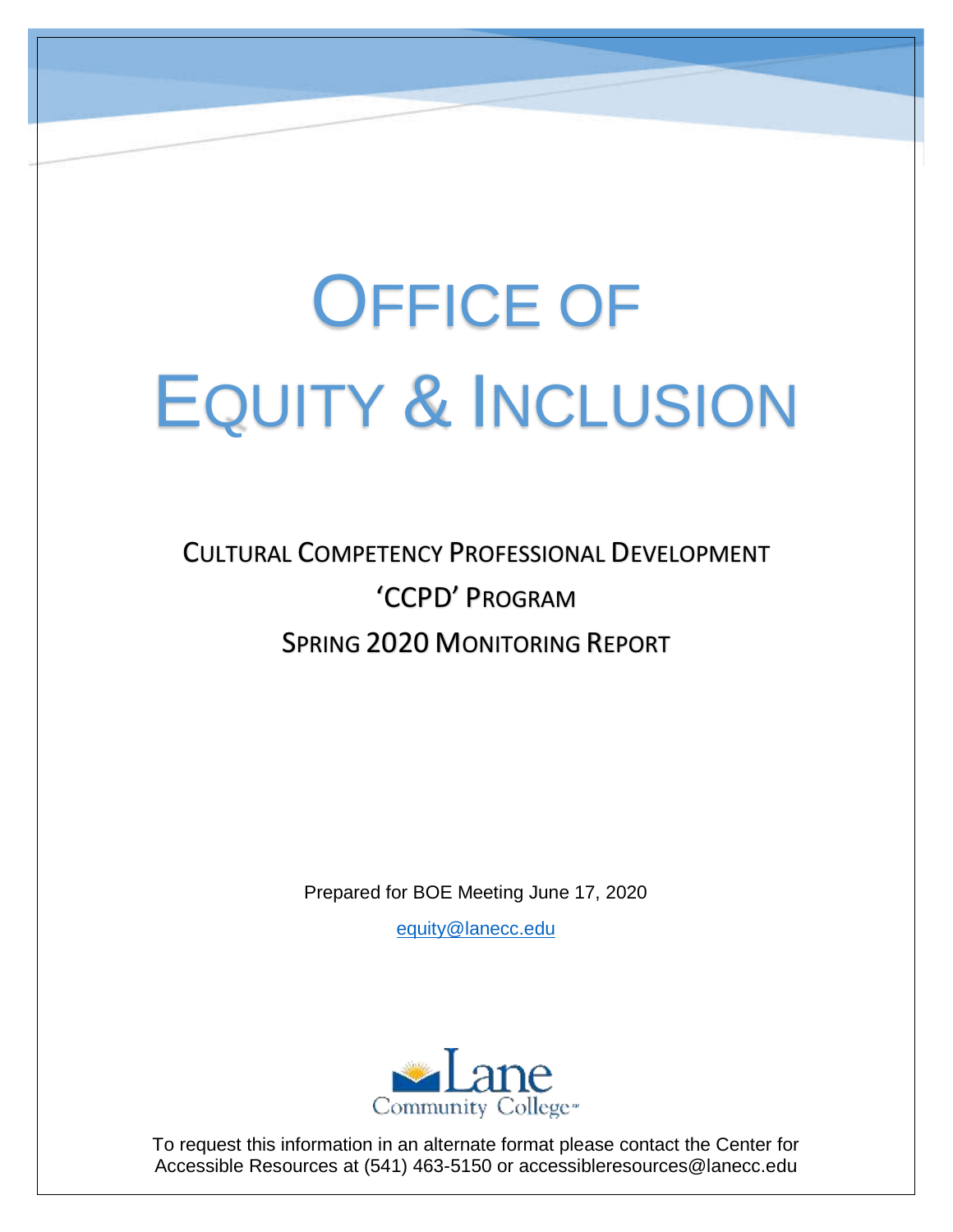# Office of Equity & Inclusion

## Cultural Competency Professional Development 'CCPD' Program Spring 2020 Monitoring Report

Prepared for BOE Meeting June 17, 2020

equity@lanecc.edu

Lane Community College

To request this information in an alternate format please contact the Center for Accessible Resources at (541) 463-5150 or accessibleresources@lanecc.edu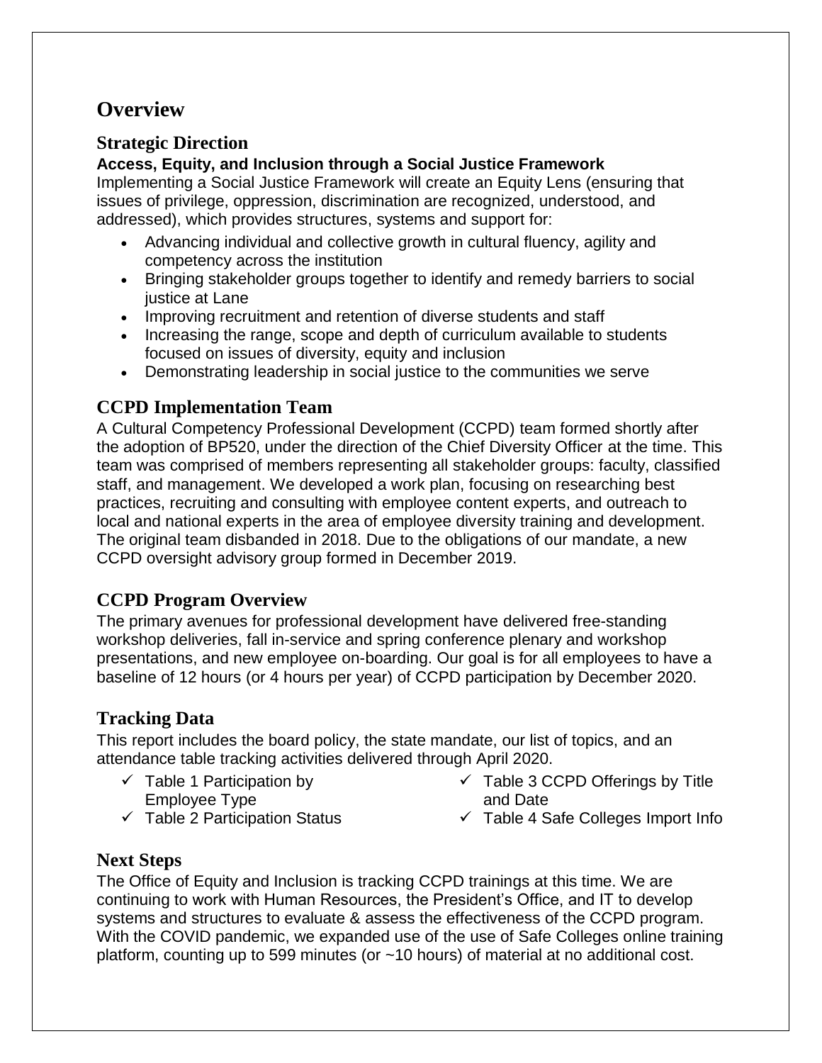# Overview

## Strategic Direction

**Access, Equity, and Inclusion through a Social Justice Framework**

Implementing a Social Justice Framework will create an Equity Lens (ensuring that issues of privilege, oppression, discrimination are recognized, understood, and addressed), which provides structures, systems and support for:

- Advancing individual and collective growth in cultural fluency, agility and competency across the institution
- Bringing stakeholder groups together to identify and remedy barriers to social justice at Lane
- Improving recruitment and retention of diverse students and staff
- Increasing the range, scope and depth of curriculum available to students focused on issues of diversity, equity and inclusion
- Demonstrating leadership in social justice to the communities we serve

## CCPD Implementation Team

A Cultural Competency Professional Development (CCPD) team formed shortly after the adoption of BP520, under the direction of the Chief Diversity Officer at the time. This team was comprised of members representing all stakeholder groups: faculty, classified staff, and management. We developed a work plan, focusing on researching best practices, recruiting and consulting with employee content experts, and outreach to local and national experts in the area of employee diversity training and development. The original team disbanded in 2018. Due to the obligations of our mandate, a new CCPD oversight advisory group formed in December 2019.

## CCPD Program Overview

The primary avenues for professional development have delivered free-standing workshop deliveries, fall in-service and spring conference plenary and workshop presentations, and new employee on-boarding. Our goal is for all employees to have a baseline of 12 hours (or 4 hours per year) of CCPD participation by December 2020.

## Tracking Data

This report includes the board policy, the state mandate, our list of topics, and an attendance table tracking activities delivered through April 2020.

- ✓ Table 1 Participation by Employee Type
- ✓ Table 2 Participation Status
- ✓ Table 3 CCPD Offerings by Title and Date
- ✓ Table 4 Safe Colleges Import Info

## Next Steps

The Office of Equity and Inclusion is tracking CCPD trainings at this time. We are continuing to work with Human Resources, the President's Office, and IT to develop systems and structures to evaluate & assess the effectiveness of the CCPD program. With the COVID pandemic, we expanded use of the use of Safe Colleges online training platform, counting up to 599 minutes (or ~10 hours) of material at no additional cost.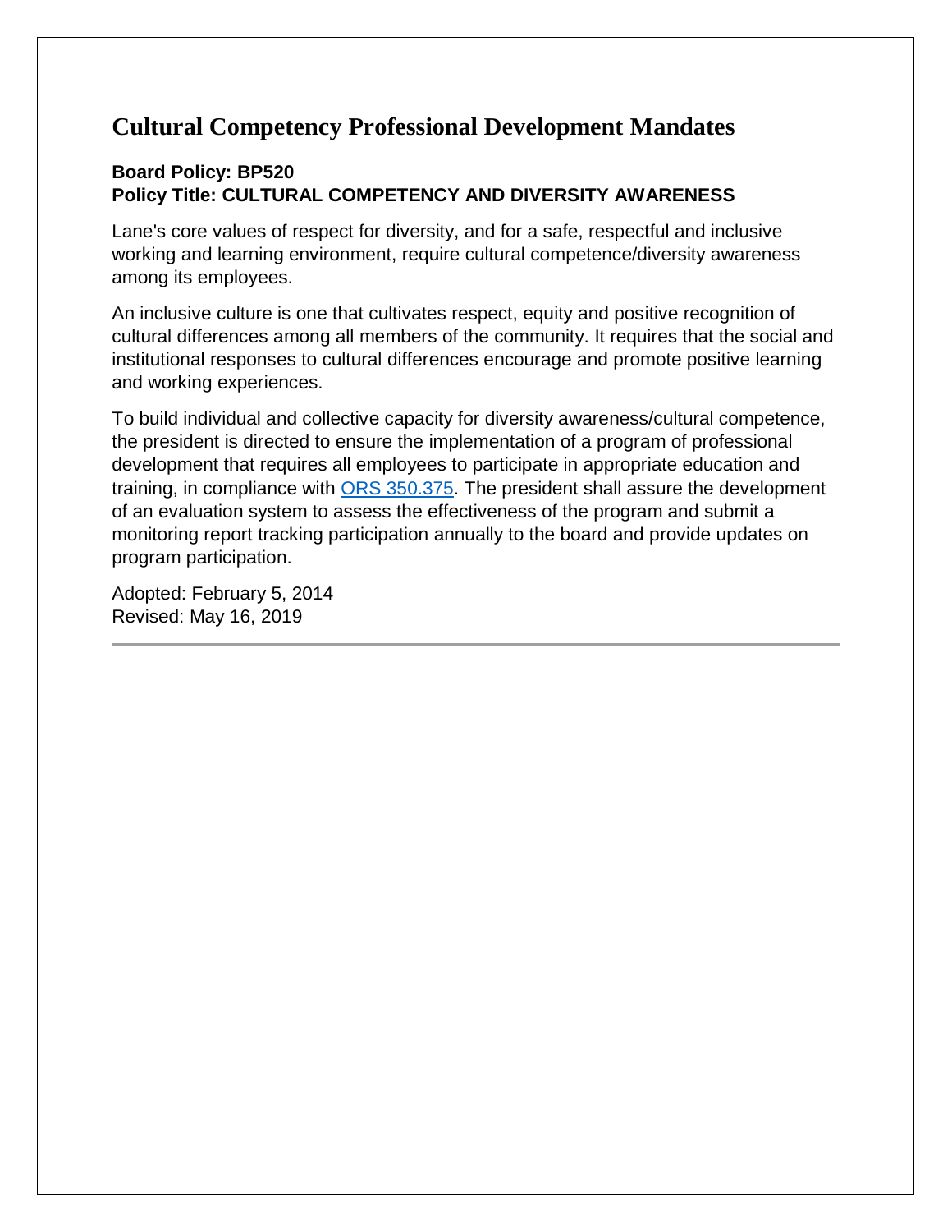# Cultural Competency Professional Development Mandates

**Board Policy: BP520**
**Policy Title: CULTURAL COMPETENCY AND DIVERSITY AWARENESS**

Lane's core values of respect for diversity, and for a safe, respectful and inclusive working and learning environment, require cultural competence/diversity awareness among its employees.

An inclusive culture is one that cultivates respect, equity and positive recognition of cultural differences among all members of the community. It requires that the social and institutional responses to cultural differences encourage and promote positive learning and working experiences.

To build individual and collective capacity for diversity awareness/cultural competence, the president is directed to ensure the implementation of a program of professional development that requires all employees to participate in appropriate education and training, in compliance with ORS 350.375. The president shall assure the development of an evaluation system to assess the effectiveness of the program and submit a monitoring report tracking participation annually to the board and provide updates on program participation.

Adopted: February 5, 2014
Revised: May 16, 2019

---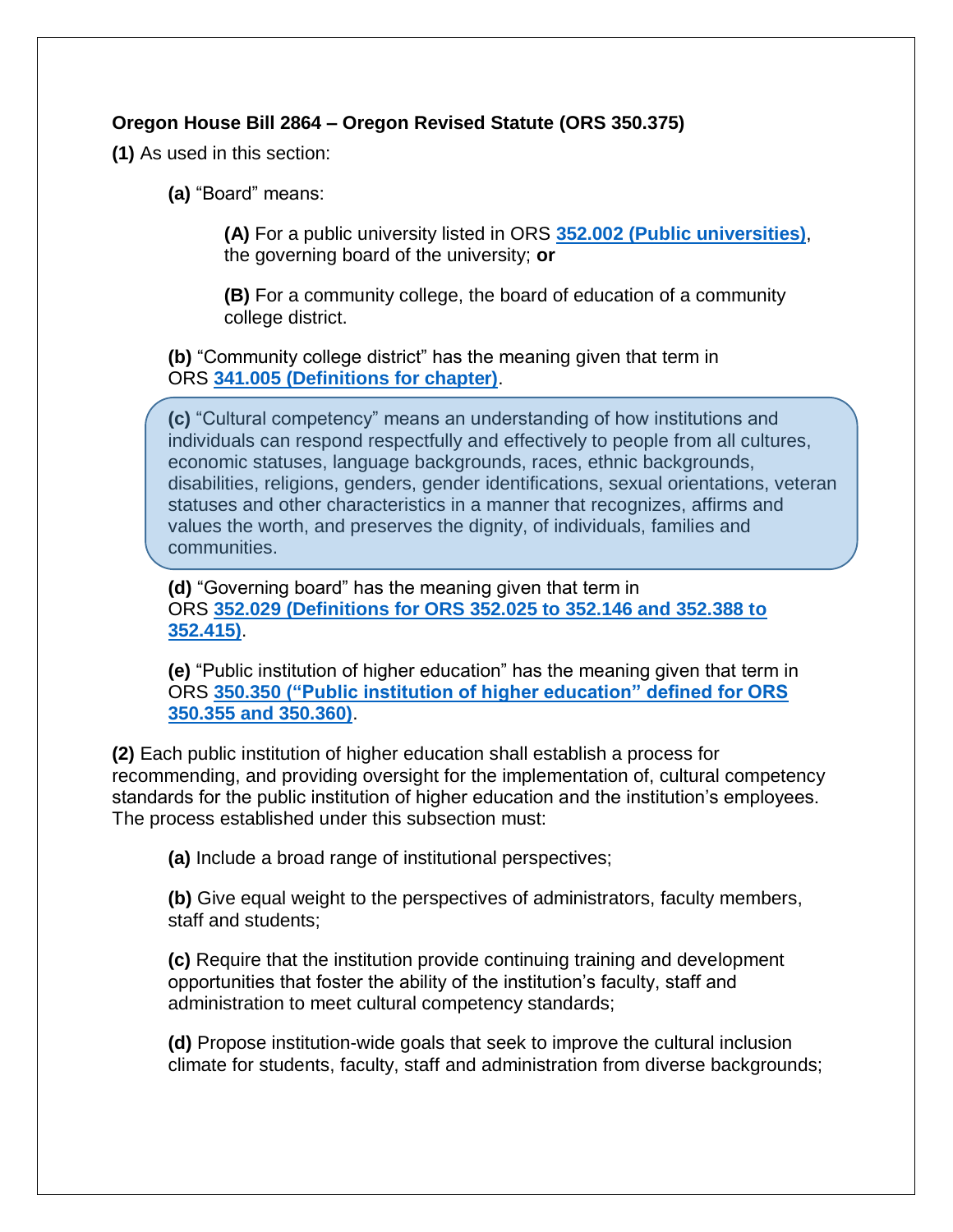**Oregon House Bill 2864 – Oregon Revised Statute (ORS 350.375)**

**(1)** As used in this section:

> **(a)** "Board" means:
>
> > **(A)** For a public university listed in ORS **352.002 (Public universities)**, the governing board of the university; **or**
> >
> > **(B)** For a community college, the board of education of a community college district.
>
> **(b)** "Community college district" has the meaning given that term in ORS **341.005 (Definitions for chapter)**.
>
> **(c)** "Cultural competency" means an understanding of how institutions and individuals can respond respectfully and effectively to people from all cultures, economic statuses, language backgrounds, races, ethnic backgrounds, disabilities, religions, genders, gender identifications, sexual orientations, veteran statuses and other characteristics in a manner that recognizes, affirms and values the worth, and preserves the dignity, of individuals, families and communities.
>
> **(d)** "Governing board" has the meaning given that term in ORS **352.029 (Definitions for ORS 352.025 to 352.146 and 352.388 to 352.415)**.
>
> **(e)** "Public institution of higher education" has the meaning given that term in ORS **350.350 ("Public institution of higher education" defined for ORS 350.355 and 350.360)**.

**(2)** Each public institution of higher education shall establish a process for recommending, and providing oversight for the implementation of, cultural competency standards for the public institution of higher education and the institution's employees. The process established under this subsection must:

> **(a)** Include a broad range of institutional perspectives;
>
> **(b)** Give equal weight to the perspectives of administrators, faculty members, staff and students;
>
> **(c)** Require that the institution provide continuing training and development opportunities that foster the ability of the institution's faculty, staff and administration to meet cultural competency standards;
>
> **(d)** Propose institution-wide goals that seek to improve the cultural inclusion climate for students, faculty, staff and administration from diverse backgrounds;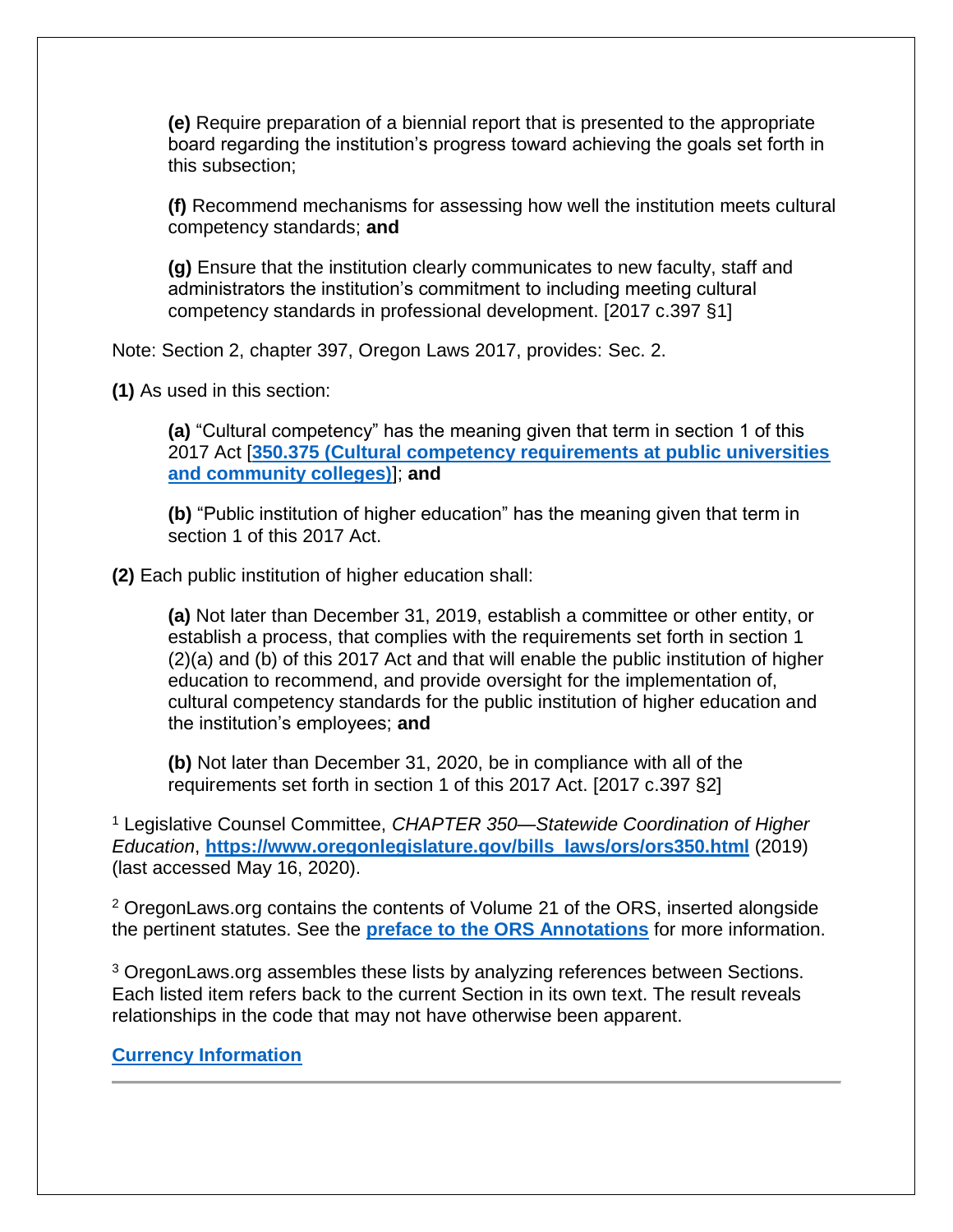**(e)** Require preparation of a biennial report that is presented to the appropriate board regarding the institution's progress toward achieving the goals set forth in this subsection;

**(f)** Recommend mechanisms for assessing how well the institution meets cultural competency standards; **and**

**(g)** Ensure that the institution clearly communicates to new faculty, staff and administrators the institution's commitment to including meeting cultural competency standards in professional development. [2017 c.397 §1]

Note: Section 2, chapter 397, Oregon Laws 2017, provides: Sec. 2.

**(1)** As used in this section:

**(a)** "Cultural competency" has the meaning given that term in section 1 of this 2017 Act [**350.375 (Cultural competency requirements at public universities and community colleges)**]; **and**

**(b)** "Public institution of higher education" has the meaning given that term in section 1 of this 2017 Act.

**(2)** Each public institution of higher education shall:

**(a)** Not later than December 31, 2019, establish a committee or other entity, or establish a process, that complies with the requirements set forth in section 1 (2)(a) and (b) of this 2017 Act and that will enable the public institution of higher education to recommend, and provide oversight for the implementation of, cultural competency standards for the public institution of higher education and the institution's employees; **and**

**(b)** Not later than December 31, 2020, be in compliance with all of the requirements set forth in section 1 of this 2017 Act. [2017 c.397 §2]

[1] Legislative Counsel Committee, *CHAPTER 350—Statewide Coordination of Higher Education*, **https://www.oregonlegislature.gov/bills_laws/ors/ors350.html** (2019) (last accessed May 16, 2020).

[2] OregonLaws.org contains the contents of Volume 21 of the ORS, inserted alongside the pertinent statutes. See the **preface to the ORS Annotations** for more information.

[3] OregonLaws.org assembles these lists by analyzing references between Sections. Each listed item refers back to the current Section in its own text. The result reveals relationships in the code that may not have otherwise been apparent.

**Currency Information**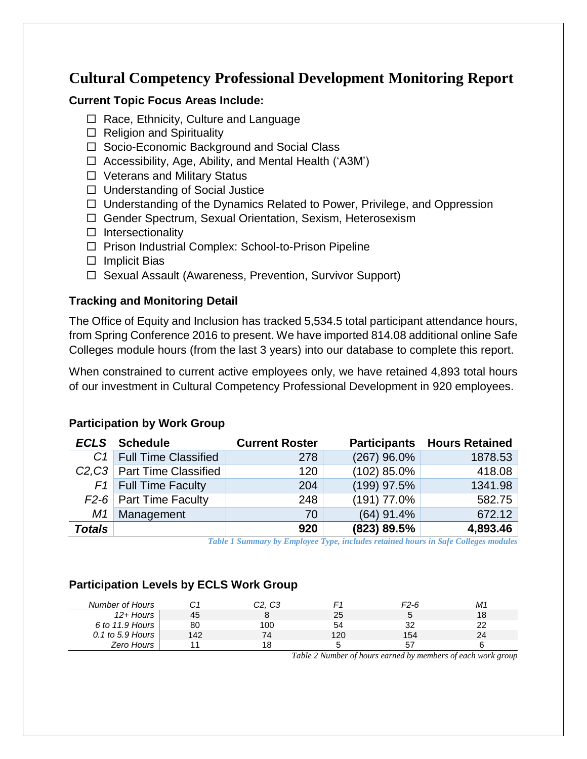# Cultural Competency Professional Development Monitoring Report

**Current Topic Focus Areas Include:**

- ☐ Race, Ethnicity, Culture and Language
- ☐ Religion and Spirituality
- ☐ Socio-Economic Background and Social Class
- ☐ Accessibility, Age, Ability, and Mental Health ('A3M')
- ☐ Veterans and Military Status
- ☐ Understanding of Social Justice
- ☐ Understanding of the Dynamics Related to Power, Privilege, and Oppression
- ☐ Gender Spectrum, Sexual Orientation, Sexism, Heterosexism
- ☐ Intersectionality
- ☐ Prison Industrial Complex: School-to-Prison Pipeline
- ☐ Implicit Bias
- ☐ Sexual Assault (Awareness, Prevention, Survivor Support)

### Tracking and Monitoring Detail

The Office of Equity and Inclusion has tracked 5,534.5 total participant attendance hours, from Spring Conference 2016 to present. We have imported 814.08 additional online Safe Colleges module hours (from the last 3 years) into our database to complete this report.

When constrained to current active employees only, we have retained 4,893 total hours of our investment in Cultural Competency Professional Development in 920 employees.

### Participation by Work Group

| *ECLS* | Schedule | Current Roster | Participants | Hours Retained |
|---|---|---|---|---|
| *C1* | Full Time Classified | 278 | (267) 96.0% | 1878.53 |
| *C2,C3* | Part Time Classified | 120 | (102) 85.0% | 418.08 |
| *F1* | Full Time Faculty | 204 | (199) 97.5% | 1341.98 |
| *F2-6* | Part Time Faculty | 248 | (191) 77.0% | 582.75 |
| *M1* | Management | 70 | (64) 91.4% | 672.12 |
| ***Totals*** | | **920** | **(823) 89.5%** | **4,893.46** |

*Table 1 Summary by Employee Type, includes retained hours in Safe Colleges modules*

### Participation Levels by ECLS Work Group

| *Number of Hours* | *C1* | *C2, C3* | *F1* | *F2-6* | *M1* |
|---|---|---|---|---|---|
| *12+ Hours* | 45 | 8 | 25 | 5 | 18 |
| *6 to 11.9 Hours* | 80 | 100 | 54 | 32 | 22 |
| *0.1 to 5.9 Hours* | 142 | 74 | 120 | 154 | 24 |
| *Zero Hours* | 11 | 18 | 5 | 57 | 6 |

*Table 2 Number of hours earned by members of each work group*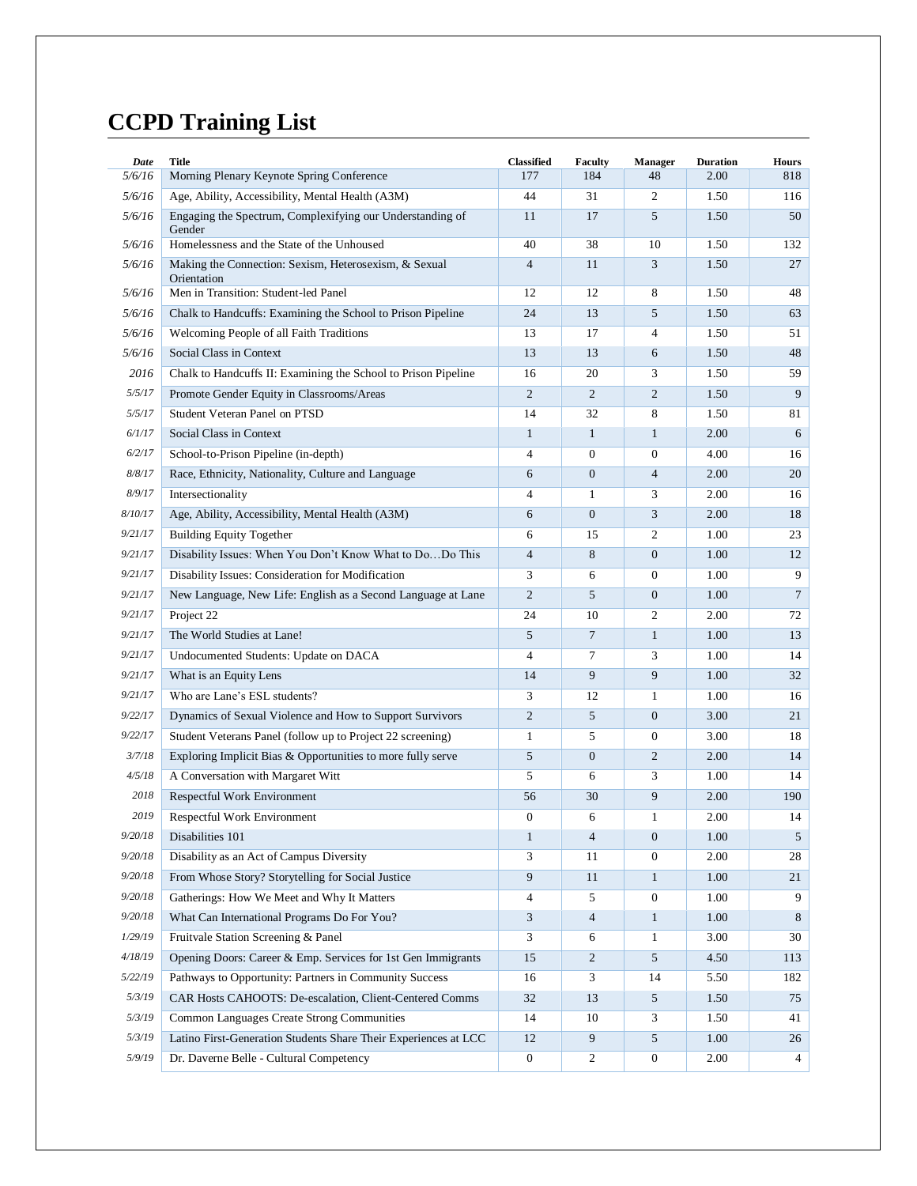# CCPD Training List

| Date | Title | Classified | Faculty | Manager | Duration | Hours |
|---|---|---|---|---|---|---|
| 5/6/16 | Morning Plenary Keynote Spring Conference | 177 | 184 | 48 | 2.00 | 818 |
| 5/6/16 | Age, Ability, Accessibility, Mental Health (A3M) | 44 | 31 | 2 | 1.50 | 116 |
| 5/6/16 | Engaging the Spectrum, Complexifying our Understanding of Gender | 11 | 17 | 5 | 1.50 | 50 |
| 5/6/16 | Homelessness and the State of the Unhoused | 40 | 38 | 10 | 1.50 | 132 |
| 5/6/16 | Making the Connection: Sexism, Heterosexism, & Sexual Orientation | 4 | 11 | 3 | 1.50 | 27 |
| 5/6/16 | Men in Transition: Student-led Panel | 12 | 12 | 8 | 1.50 | 48 |
| 5/6/16 | Chalk to Handcuffs: Examining the School to Prison Pipeline | 24 | 13 | 5 | 1.50 | 63 |
| 5/6/16 | Welcoming People of all Faith Traditions | 13 | 17 | 4 | 1.50 | 51 |
| 5/6/16 | Social Class in Context | 13 | 13 | 6 | 1.50 | 48 |
| 2016 | Chalk to Handcuffs II: Examining the School to Prison Pipeline | 16 | 20 | 3 | 1.50 | 59 |
| 5/5/17 | Promote Gender Equity in Classrooms/Areas | 2 | 2 | 2 | 1.50 | 9 |
| 5/5/17 | Student Veteran Panel on PTSD | 14 | 32 | 8 | 1.50 | 81 |
| 6/1/17 | Social Class in Context | 1 | 1 | 1 | 2.00 | 6 |
| 6/2/17 | School-to-Prison Pipeline (in-depth) | 4 | 0 | 0 | 4.00 | 16 |
| 8/8/17 | Race, Ethnicity, Nationality, Culture and Language | 6 | 0 | 4 | 2.00 | 20 |
| 8/9/17 | Intersectionality | 4 | 1 | 3 | 2.00 | 16 |
| 8/10/17 | Age, Ability, Accessibility, Mental Health (A3M) | 6 | 0 | 3 | 2.00 | 18 |
| 9/21/17 | Building Equity Together | 6 | 15 | 2 | 1.00 | 23 |
| 9/21/17 | Disability Issues: When You Don't Know What to Do…Do This | 4 | 8 | 0 | 1.00 | 12 |
| 9/21/17 | Disability Issues: Consideration for Modification | 3 | 6 | 0 | 1.00 | 9 |
| 9/21/17 | New Language, New Life: English as a Second Language at Lane | 2 | 5 | 0 | 1.00 | 7 |
| 9/21/17 | Project 22 | 24 | 10 | 2 | 2.00 | 72 |
| 9/21/17 | The World Studies at Lane! | 5 | 7 | 1 | 1.00 | 13 |
| 9/21/17 | Undocumented Students: Update on DACA | 4 | 7 | 3 | 1.00 | 14 |
| 9/21/17 | What is an Equity Lens | 14 | 9 | 9 | 1.00 | 32 |
| 9/21/17 | Who are Lane's ESL students? | 3 | 12 | 1 | 1.00 | 16 |
| 9/22/17 | Dynamics of Sexual Violence and How to Support Survivors | 2 | 5 | 0 | 3.00 | 21 |
| 9/22/17 | Student Veterans Panel (follow up to Project 22 screening) | 1 | 5 | 0 | 3.00 | 18 |
| 3/7/18 | Exploring Implicit Bias & Opportunities to more fully serve | 5 | 0 | 2 | 2.00 | 14 |
| 4/5/18 | A Conversation with Margaret Witt | 5 | 6 | 3 | 1.00 | 14 |
| 2018 | Respectful Work Environment | 56 | 30 | 9 | 2.00 | 190 |
| 2019 | Respectful Work Environment | 0 | 6 | 1 | 2.00 | 14 |
| 9/20/18 | Disabilities 101 | 1 | 4 | 0 | 1.00 | 5 |
| 9/20/18 | Disability as an Act of Campus Diversity | 3 | 11 | 0 | 2.00 | 28 |
| 9/20/18 | From Whose Story? Storytelling for Social Justice | 9 | 11 | 1 | 1.00 | 21 |
| 9/20/18 | Gatherings: How We Meet and Why It Matters | 4 | 5 | 0 | 1.00 | 9 |
| 9/20/18 | What Can International Programs Do For You? | 3 | 4 | 1 | 1.00 | 8 |
| 1/29/19 | Fruitvale Station Screening & Panel | 3 | 6 | 1 | 3.00 | 30 |
| 4/18/19 | Opening Doors: Career & Emp. Services for 1st Gen Immigrants | 15 | 2 | 5 | 4.50 | 113 |
| 5/22/19 | Pathways to Opportunity: Partners in Community Success | 16 | 3 | 14 | 5.50 | 182 |
| 5/3/19 | CAR Hosts CAHOOTS: De-escalation, Client-Centered Comms | 32 | 13 | 5 | 1.50 | 75 |
| 5/3/19 | Common Languages Create Strong Communities | 14 | 10 | 3 | 1.50 | 41 |
| 5/3/19 | Latino First-Generation Students Share Their Experiences at LCC | 12 | 9 | 5 | 1.00 | 26 |
| 5/9/19 | Dr. Daverne Belle - Cultural Competency | 0 | 2 | 0 | 2.00 | 4 |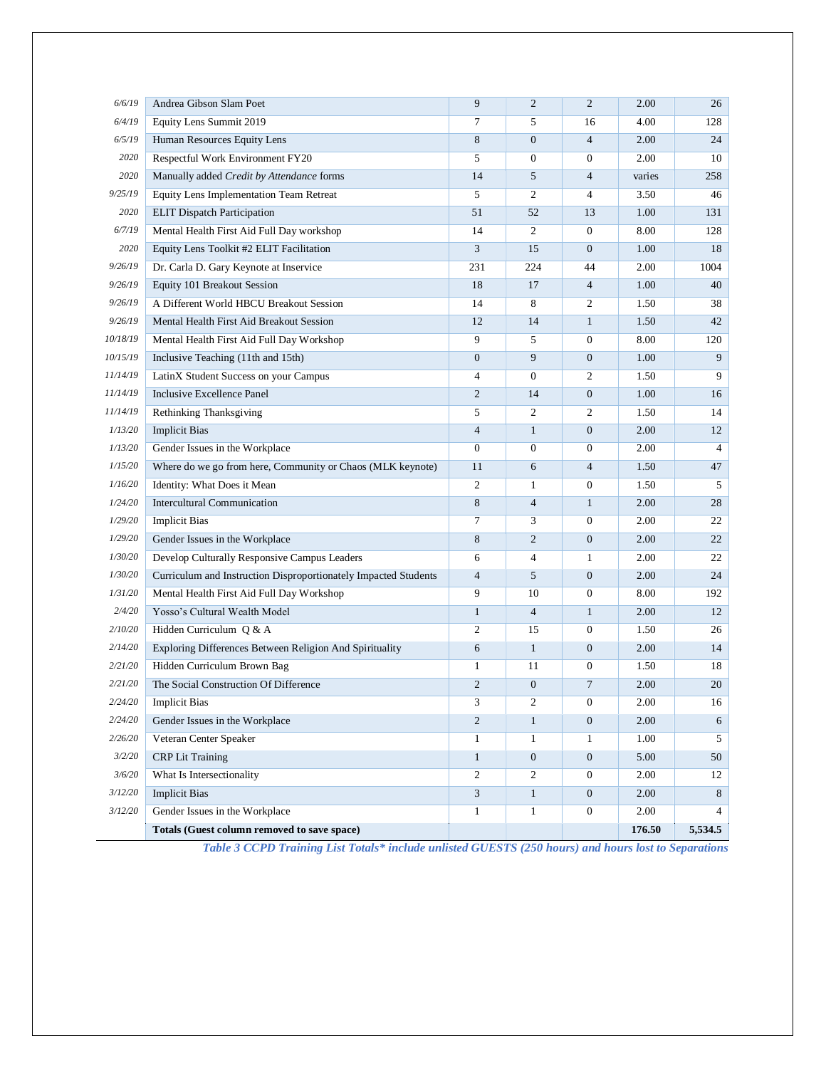| | | | | | | |
|---|---|---|---|---|---|---|
| *6/6/19* | Andrea Gibson Slam Poet | 9 | 2 | 2 | 2.00 | 26 |
| *6/4/19* | Equity Lens Summit 2019 | 7 | 5 | 16 | 4.00 | 128 |
| *6/5/19* | Human Resources Equity Lens | 8 | 0 | 4 | 2.00 | 24 |
| *2020* | Respectful Work Environment FY20 | 5 | 0 | 0 | 2.00 | 10 |
| *2020* | Manually added *Credit by Attendance* forms | 14 | 5 | 4 | varies | 258 |
| *9/25/19* | Equity Lens Implementation Team Retreat | 5 | 2 | 4 | 3.50 | 46 |
| *2020* | ELIT Dispatch Participation | 51 | 52 | 13 | 1.00 | 131 |
| *6/7/19* | Mental Health First Aid Full Day workshop | 14 | 2 | 0 | 8.00 | 128 |
| *2020* | Equity Lens Toolkit #2 ELIT Facilitation | 3 | 15 | 0 | 1.00 | 18 |
| *9/26/19* | Dr. Carla D. Gary Keynote at Inservice | 231 | 224 | 44 | 2.00 | 1004 |
| *9/26/19* | Equity 101 Breakout Session | 18 | 17 | 4 | 1.00 | 40 |
| *9/26/19* | A Different World HBCU Breakout Session | 14 | 8 | 2 | 1.50 | 38 |
| *9/26/19* | Mental Health First Aid Breakout Session | 12 | 14 | 1 | 1.50 | 42 |
| *10/18/19* | Mental Health First Aid Full Day Workshop | 9 | 5 | 0 | 8.00 | 120 |
| *10/15/19* | Inclusive Teaching (11th and 15th) | 0 | 9 | 0 | 1.00 | 9 |
| *11/14/19* | LatinX Student Success on your Campus | 4 | 0 | 2 | 1.50 | 9 |
| *11/14/19* | Inclusive Excellence Panel | 2 | 14 | 0 | 1.00 | 16 |
| *11/14/19* | Rethinking Thanksgiving | 5 | 2 | 2 | 1.50 | 14 |
| *1/13/20* | Implicit Bias | 4 | 1 | 0 | 2.00 | 12 |
| *1/13/20* | Gender Issues in the Workplace | 0 | 0 | 0 | 2.00 | 4 |
| *1/15/20* | Where do we go from here, Community or Chaos (MLK keynote) | 11 | 6 | 4 | 1.50 | 47 |
| *1/16/20* | Identity: What Does it Mean | 2 | 1 | 0 | 1.50 | 5 |
| *1/24/20* | Intercultural Communication | 8 | 4 | 1 | 2.00 | 28 |
| *1/29/20* | Implicit Bias | 7 | 3 | 0 | 2.00 | 22 |
| *1/29/20* | Gender Issues in the Workplace | 8 | 2 | 0 | 2.00 | 22 |
| *1/30/20* | Develop Culturally Responsive Campus Leaders | 6 | 4 | 1 | 2.00 | 22 |
| *1/30/20* | Curriculum and Instruction Disproportionately Impacted Students | 4 | 5 | 0 | 2.00 | 24 |
| *1/31/20* | Mental Health First Aid Full Day Workshop | 9 | 10 | 0 | 8.00 | 192 |
| *2/4/20* | Yosso's Cultural Wealth Model | 1 | 4 | 1 | 2.00 | 12 |
| *2/10/20* | Hidden Curriculum Q & A | 2 | 15 | 0 | 1.50 | 26 |
| *2/14/20* | Exploring Differences Between Religion And Spirituality | 6 | 1 | 0 | 2.00 | 14 |
| *2/21/20* | Hidden Curriculum Brown Bag | 1 | 11 | 0 | 1.50 | 18 |
| *2/21/20* | The Social Construction Of Difference | 2 | 0 | 7 | 2.00 | 20 |
| *2/24/20* | Implicit Bias | 3 | 2 | 0 | 2.00 | 16 |
| *2/24/20* | Gender Issues in the Workplace | 2 | 1 | 0 | 2.00 | 6 |
| *2/26/20* | Veteran Center Speaker | 1 | 1 | 1 | 1.00 | 5 |
| *3/2/20* | CRP Lit Training | 1 | 0 | 0 | 5.00 | 50 |
| *3/6/20* | What Is Intersectionality | 2 | 2 | 0 | 2.00 | 12 |
| *3/12/20* | Implicit Bias | 3 | 1 | 0 | 2.00 | 8 |
| *3/12/20* | Gender Issues in the Workplace | 1 | 1 | 0 | 2.00 | 4 |
| | **Totals (Guest column removed to save space)** | | | | **176.50** | **5,534.5** |

***Table 3 CCPD Training List Totals* include unlisted GUESTS (250 hours) and hours lost to Separations***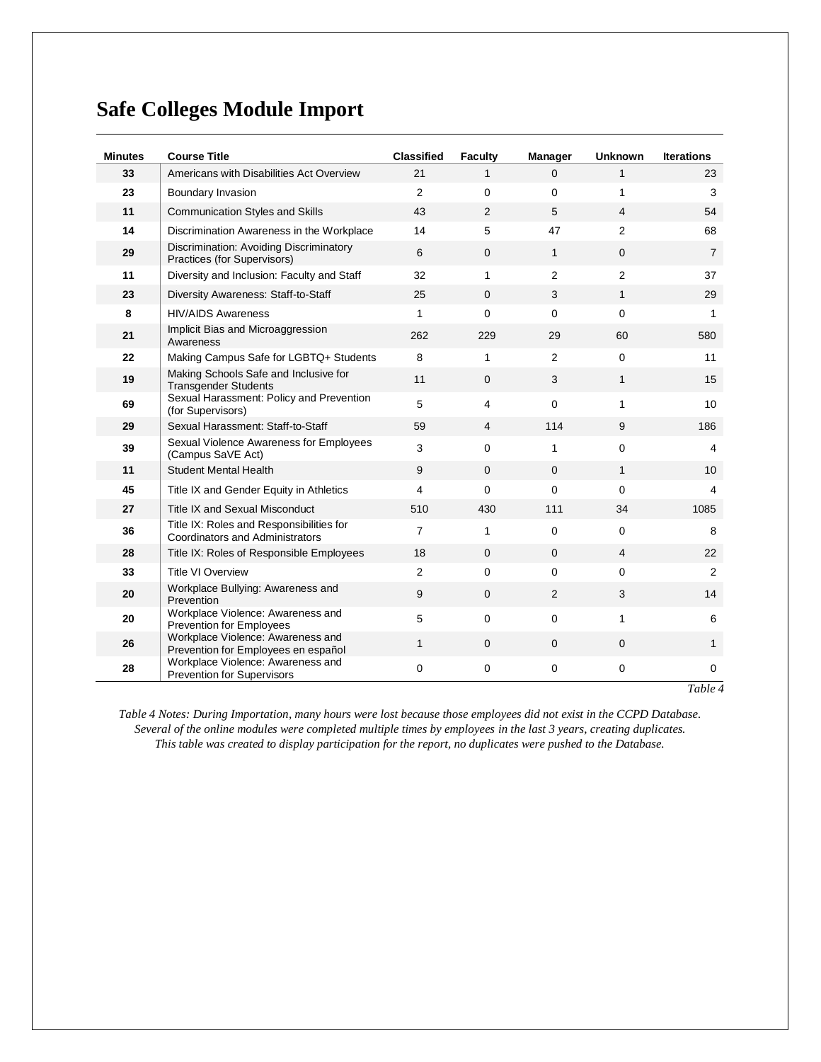# Safe Colleges Module Import

| Minutes | Course Title | Classified | Faculty | Manager | Unknown | Iterations |
|---|---|---|---|---|---|---|
| **33** | Americans with Disabilities Act Overview | 21 | 1 | 0 | 1 | 23 |
| **23** | Boundary Invasion | 2 | 0 | 0 | 1 | 3 |
| **11** | Communication Styles and Skills | 43 | 2 | 5 | 4 | 54 |
| **14** | Discrimination Awareness in the Workplace | 14 | 5 | 47 | 2 | 68 |
| **29** | Discrimination: Avoiding Discriminatory Practices (for Supervisors) | 6 | 0 | 1 | 0 | 7 |
| **11** | Diversity and Inclusion: Faculty and Staff | 32 | 1 | 2 | 2 | 37 |
| **23** | Diversity Awareness: Staff-to-Staff | 25 | 0 | 3 | 1 | 29 |
| **8** | HIV/AIDS Awareness | 1 | 0 | 0 | 0 | 1 |
| **21** | Implicit Bias and Microaggression Awareness | 262 | 229 | 29 | 60 | 580 |
| **22** | Making Campus Safe for LGBTQ+ Students | 8 | 1 | 2 | 0 | 11 |
| **19** | Making Schools Safe and Inclusive for Transgender Students | 11 | 0 | 3 | 1 | 15 |
| **69** | Sexual Harassment: Policy and Prevention (for Supervisors) | 5 | 4 | 0 | 1 | 10 |
| **29** | Sexual Harassment: Staff-to-Staff | 59 | 4 | 114 | 9 | 186 |
| **39** | Sexual Violence Awareness for Employees (Campus SaVE Act) | 3 | 0 | 1 | 0 | 4 |
| **11** | Student Mental Health | 9 | 0 | 0 | 1 | 10 |
| **45** | Title IX and Gender Equity in Athletics | 4 | 0 | 0 | 0 | 4 |
| **27** | Title IX and Sexual Misconduct | 510 | 430 | 111 | 34 | 1085 |
| **36** | Title IX: Roles and Responsibilities for Coordinators and Administrators | 7 | 1 | 0 | 0 | 8 |
| **28** | Title IX: Roles of Responsible Employees | 18 | 0 | 0 | 4 | 22 |
| **33** | Title VI Overview | 2 | 0 | 0 | 0 | 2 |
| **20** | Workplace Bullying: Awareness and Prevention | 9 | 0 | 2 | 3 | 14 |
| **20** | Workplace Violence: Awareness and Prevention for Employees | 5 | 0 | 0 | 1 | 6 |
| **26** | Workplace Violence: Awareness and Prevention for Employees en español | 1 | 0 | 0 | 0 | 1 |
| **28** | Workplace Violence: Awareness and Prevention for Supervisors | 0 | 0 | 0 | 0 | 0 |

*Table 4*

*Table 4 Notes: During Importation, many hours were lost because those employees did not exist in the CCPD Database. Several of the online modules were completed multiple times by employees in the last 3 years, creating duplicates. This table was created to display participation for the report, no duplicates were pushed to the Database.*